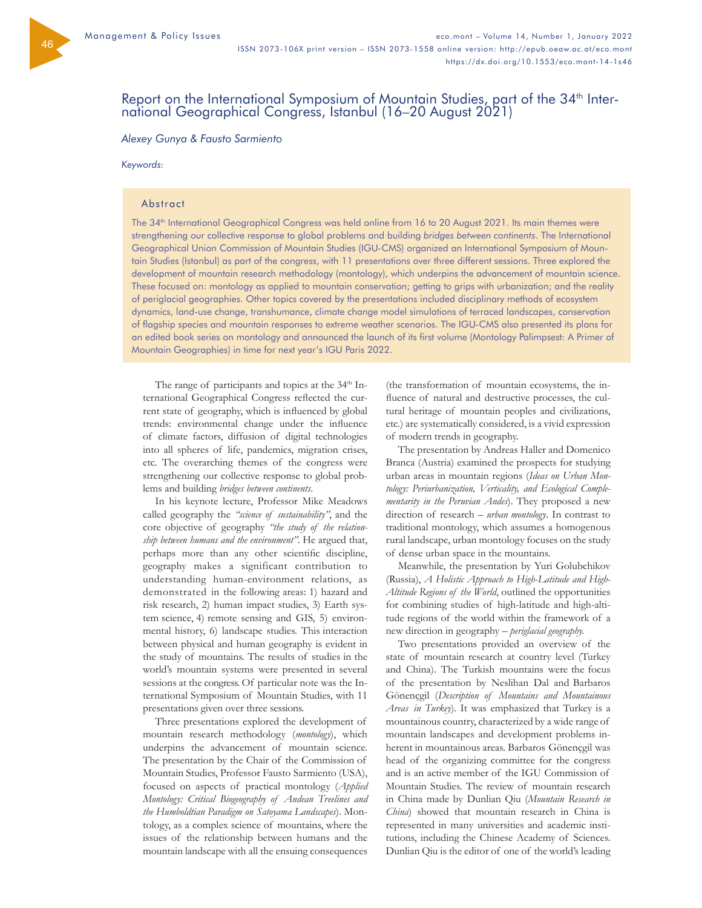# Report on the International Symposium of Mountain Studies, part of the 34th International Geographical Congress, Istanbul (16–20 August 2021)

*Alexey Gunya & Fausto Sarmiento*

*Keywords:*

## Abstract

The 34th International Geographical Congress was held online from 16 to 20 August 2021. Its main themes were strengthening our collective response to global problems and building *bridges between continents*. The International Geographical Union Commission of Mountain Studies (IGU-CMS) organized an International Symposium of Mountain Studies (Istanbul) as part of the congress, with 11 presentations over three different sessions. Three explored the development of mountain research methodology (montology), which underpins the advancement of mountain science. These focused on: montology as applied to mountain conservation; getting to grips with urbanization; and the reality of periglacial geographies. Other topics covered by the presentations included disciplinary methods of ecosystem dynamics, land-use change, transhumance, climate change model simulations of terraced landscapes, conservation of flagship species and mountain responses to extreme weather scenarios. The IGU-CMS also presented its plans for an edited book series on montology and announced the launch of its first volume (Montology Palimpsest: A Primer of Mountain Geographies) in time for next year's IGU Paris 2022.

The range of participants and topics at the 34th International Geographical Congress reflected the current state of geography, which is influenced by global trends: environmental change under the influence of climate factors, diffusion of digital technologies into all spheres of life, pandemics, migration crises, etc. The overarching themes of the congress were strengthening our collective response to global problems and building *bridges between continents*.

In his keynote lecture, Professor Mike Meadows called geography the *"science of sustainability"*, and the core objective of geography *"the study of the relationship between humans and the environment"*. He argued that, perhaps more than any other scientific discipline, geography makes a significant contribution to understanding human-environment relations, as demonstrated in the following areas: 1) hazard and risk research, 2) human impact studies, 3) Earth system science, 4) remote sensing and GIS, 5) environmental history, 6) landscape studies. This interaction between physical and human geography is evident in the study of mountains. The results of studies in the world's mountain systems were presented in several sessions at the congress. Of particular note was the International Symposium of Mountain Studies, with 11 presentations given over three sessions.

Three presentations explored the development of mountain research methodology (*montology*), which underpins the advancement of mountain science. The presentation by the Chair of the Commission of Mountain Studies, Professor Fausto Sarmiento (USA), focused on aspects of practical montology (*Applied Montology: Critical Biogeography of Andean Treelines and the Humboldtian Paradigm on Satoyama Landscapes*). Montology, as a complex science of mountains, where the issues of the relationship between humans and the mountain landscape with all the ensuing consequences (the transformation of mountain ecosystems, the influence of natural and destructive processes, the cultural heritage of mountain peoples and civilizations, etc.) are systematically considered, is a vivid expression of modern trends in geography.

The presentation by Andreas Haller and Domenico Branca (Austria) examined the prospects for studying urban areas in mountain regions (*Ideas on Urban Montology: Periurbanization, Verticality, and Ecological Complementarity in the Peruvian Andes*). They proposed a new direction of research – *urban montology*. In contrast to traditional montology, which assumes a homogenous rural landscape, urban montology focuses on the study of dense urban space in the mountains.

Meanwhile, the presentation by Yuri Golubchikov (Russia), *A Holistic Approach to High-Latitude and High-Altitude Regions of the World*, outlined the opportunities for combining studies of high-latitude and high-altitude regions of the world within the framework of a new direction in geography – *periglacial geography*.

Two presentations provided an overview of the state of mountain research at country level (Turkey and China). The Turkish mountains were the focus of the presentation by Neslihan Dal and Barbaros Gönençgil (*Description of Mountains and Mountainous Areas in Turkey*). It was emphasized that Turkey is a mountainous country, characterized by a wide range of mountain landscapes and development problems inherent in mountainous areas. Barbaros Gönençgil was head of the organizing committee for the congress and is an active member of the IGU Commission of Mountain Studies. The review of mountain research in China made by Dunlian Qiu (*Mountain Research in China*) showed that mountain research in China is represented in many universities and academic institutions, including the Chinese Academy of Sciences. Dunlian Qiu is the editor of one of the world's leading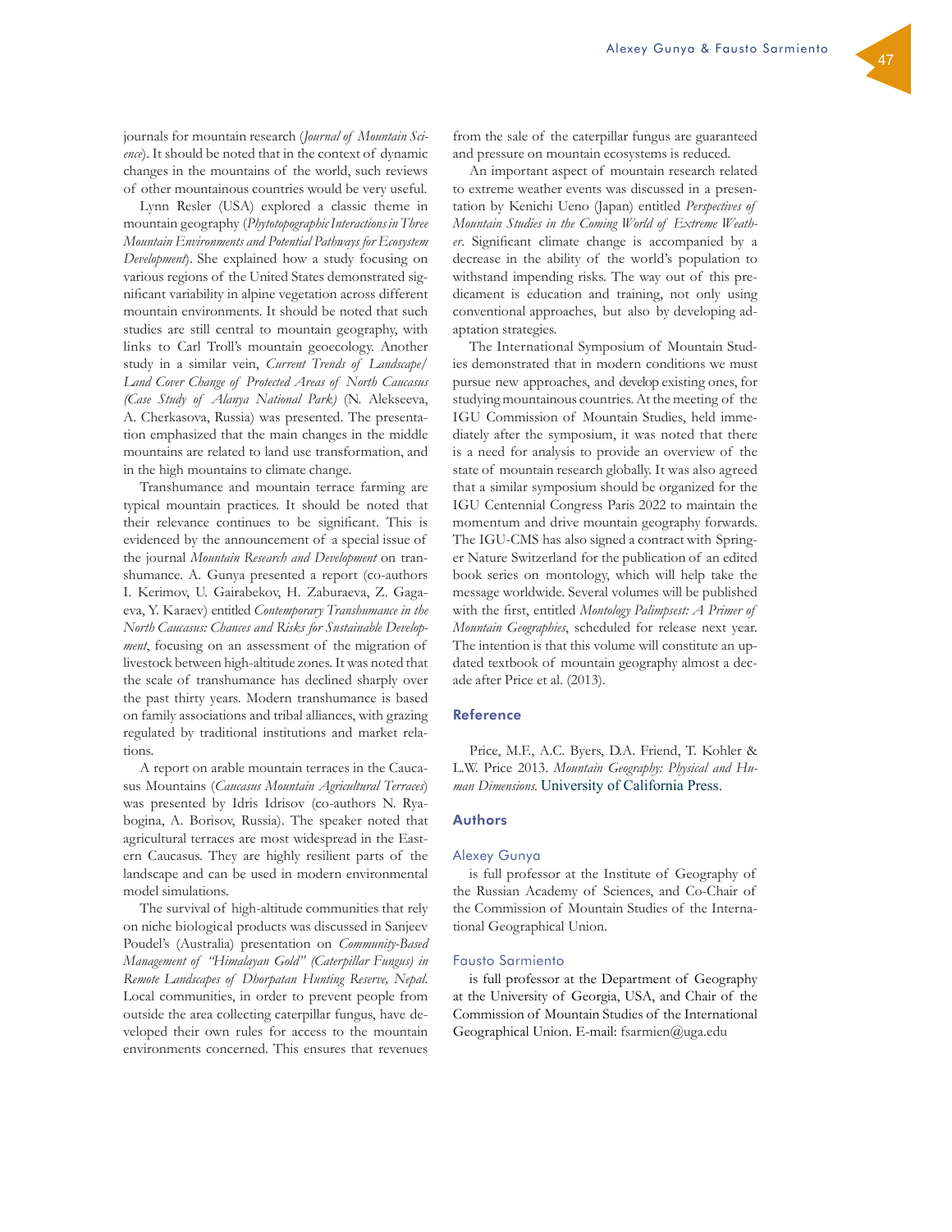journals for mountain research (*Journal of Mountain Science*). It should be noted that in the context of dynamic changes in the mountains of the world, such reviews of other mountainous countries would be very useful.

Lynn Resler (USA) explored a classic theme in mountain geography (*Phytotopographic Interactions in Three Mountain Environments and Potential Pathways for Ecosystem Development*). She explained how a study focusing on various regions of the United States demonstrated significant variability in alpine vegetation across different mountain environments. It should be noted that such studies are still central to mountain geography, with links to Carl Troll's mountain geoecology. Another study in a similar vein, *Current Trends of Landscape/Land Cover Change of Protected Areas of North Caucasus (Case Study of Alanya National Park)* (N. Alekseeva, A. Cherkasova, Russia) was presented. The presentation emphasized that the main changes in the middle mountains are related to land use transformation, and in the high mountains to climate change.

Transhumance and mountain terrace farming are typical mountain practices. It should be noted that their relevance continues to be significant. This is evidenced by the announcement of a special issue of the journal *Mountain Research and Development* on transhumance. A. Gunya presented a report (co-authors I. Kerimov, U. Gairabekov, H. Zaburaeva, Z. Gagaeva, Y. Karaev) entitled *Contemporary Transhumance in the North Caucasus: Chances and Risks for Sustainable Development*, focusing on an assessment of the migration of livestock between high-altitude zones. It was noted that the scale of transhumance has declined sharply over the past thirty years. Modern transhumance is based on family associations and tribal alliances, with grazing regulated by traditional institutions and market relations.

A report on arable mountain terraces in the Caucasus Mountains (*Caucasus Mountain Agricultural Terraces*) was presented by Idris Idrisov (co-authors N. Ryabogina, A. Borisov, Russia). The speaker noted that agricultural terraces are most widespread in the Eastern Caucasus. They are highly resilient parts of the landscape and can be used in modern environmental model simulations.

The survival of high-altitude communities that rely on niche biological products was discussed in Sanjeev Poudel's (Australia) presentation on *Community-Based Management of "Himalayan Gold" (Caterpillar Fungus) in Remote Landscapes of Dhorpatan Hunting Reserve, Nepal*. Local communities, in order to prevent people from outside the area collecting caterpillar fungus, have developed their own rules for access to the mountain environments concerned. This ensures that revenues from the sale of the caterpillar fungus are guaranteed and pressure on mountain ecosystems is reduced.

An important aspect of mountain research related to extreme weather events was discussed in a presentation by Kenichi Ueno (Japan) entitled *Perspectives of Mountain Studies in the Coming World of Extreme Weather*. Significant climate change is accompanied by a decrease in the ability of the world's population to withstand impending risks. The way out of this predicament is education and training, not only using conventional approaches, but also by developing adaptation strategies.

The International Symposium of Mountain Studies demonstrated that in modern conditions we must pursue new approaches, and develop existing ones, for studying mountainous countries. At the meeting of the IGU Commission of Mountain Studies, held immediately after the symposium, it was noted that there is a need for analysis to provide an overview of the state of mountain research globally. It was also agreed that a similar symposium should be organized for the IGU Centennial Congress Paris 2022 to maintain the momentum and drive mountain geography forwards. The IGU-CMS has also signed a contract with Springer Nature Switzerland for the publication of an edited book series on montology, which will help take the message worldwide. Several volumes will be published with the first, entitled *Montology Palimpsest: A Primer of Mountain Geographies*, scheduled for release next year. The intention is that this volume will constitute an updated textbook of mountain geography almost a decade after Price et al. (2013).

## Reference

Price, M.F., A.C. Byers, D.A. Friend, T. Kohler & L.W. Price 2013. *Mountain Geography: Physical and Human Dimensions.* University of California Press.

## Authors

### Alexey Gunya

is full professor at the Institute of Geography of the Russian Academy of Sciences, and Co-Chair of the Commission of Mountain Studies of the International Geographical Union.

### Fausto Sarmiento

is full professor at the Department of Geography at the University of Georgia, USA, and Chair of the Commission of Mountain Studies of the International Geographical Union. E-mail: fsarmien@uga.edu